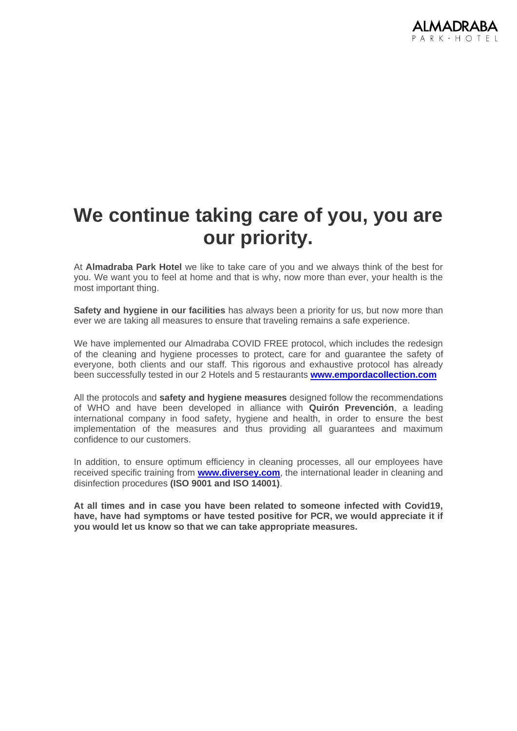ALMADRABA
PARK · HOTEL

# We continue taking care of you, you are our priority.

At **Almadraba Park Hotel** we like to take care of you and we always think of the best for you. We want you to feel at home and that is why, now more than ever, your health is the most important thing.

**Safety and hygiene in our facilities** has always been a priority for us, but now more than ever we are taking all measures to ensure that traveling remains a safe experience.

We have implemented our Almadraba COVID FREE protocol, which includes the redesign of the cleaning and hygiene processes to protect, care for and guarantee the safety of everyone, both clients and our staff. This rigorous and exhaustive protocol has already been successfully tested in our 2 Hotels and 5 restaurants **www.empordacollection.com**

All the protocols and **safety and hygiene measures** designed follow the recommendations of WHO and have been developed in alliance with **Quirón Prevención**, a leading international company in food safety, hygiene and health, in order to ensure the best implementation of the measures and thus providing all guarantees and maximum confidence to our customers.

In addition, to ensure optimum efficiency in cleaning processes, all our employees have received specific training from **www.diversey.com**, the international leader in cleaning and disinfection procedures **(ISO 9001 and ISO 14001)**.

**At all times and in case you have been related to someone infected with Covid19, have, have had symptoms or have tested positive for PCR, we would appreciate it if you would let us know so that we can take appropriate measures.**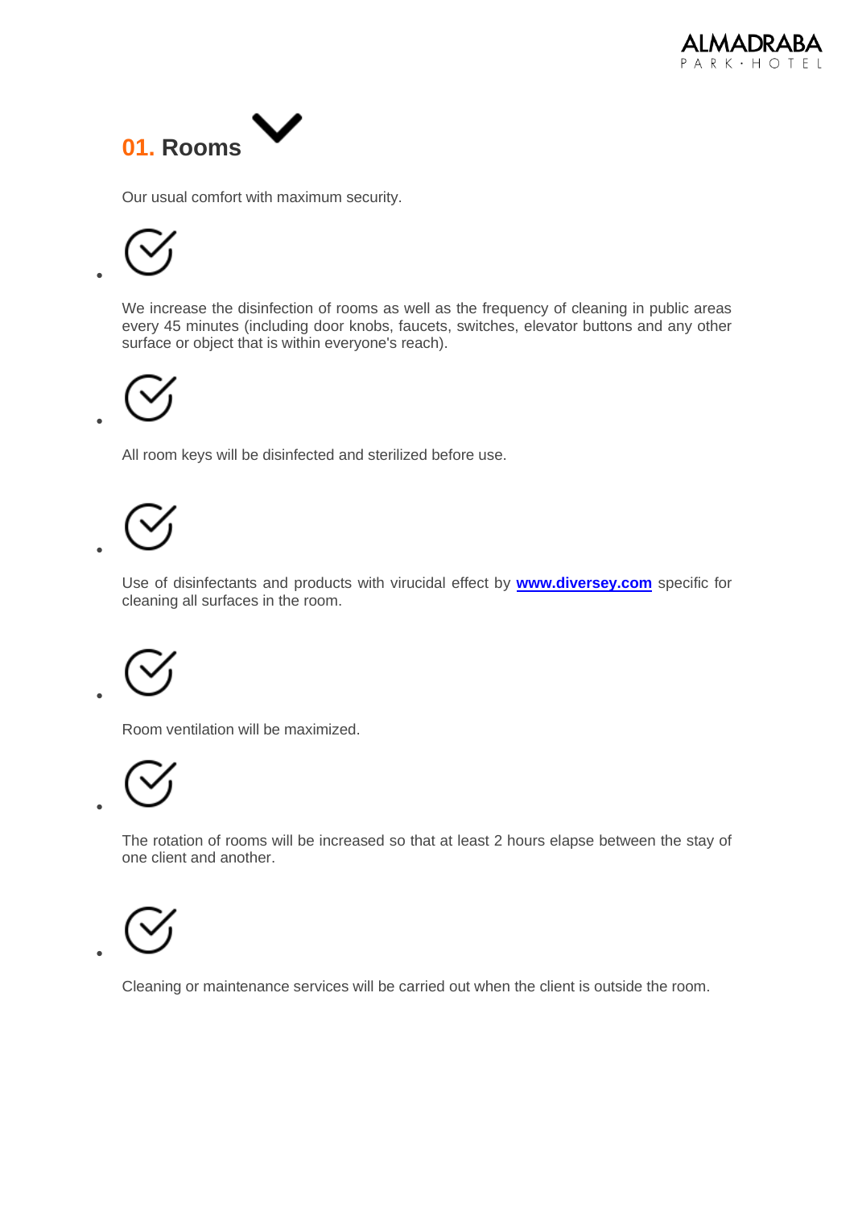## 01. Rooms

Our usual comfort with maximum security.

- We increase the disinfection of rooms as well as the frequency of cleaning in public areas every 45 minutes (including door knobs, faucets, switches, elevator buttons and any other surface or object that is within everyone's reach).

- All room keys will be disinfected and sterilized before use.

- Use of disinfectants and products with virucidal effect by **www.diversey.com** specific for cleaning all surfaces in the room.

- Room ventilation will be maximized.

- The rotation of rooms will be increased so that at least 2 hours elapse between the stay of one client and another.

- Cleaning or maintenance services will be carried out when the client is outside the room.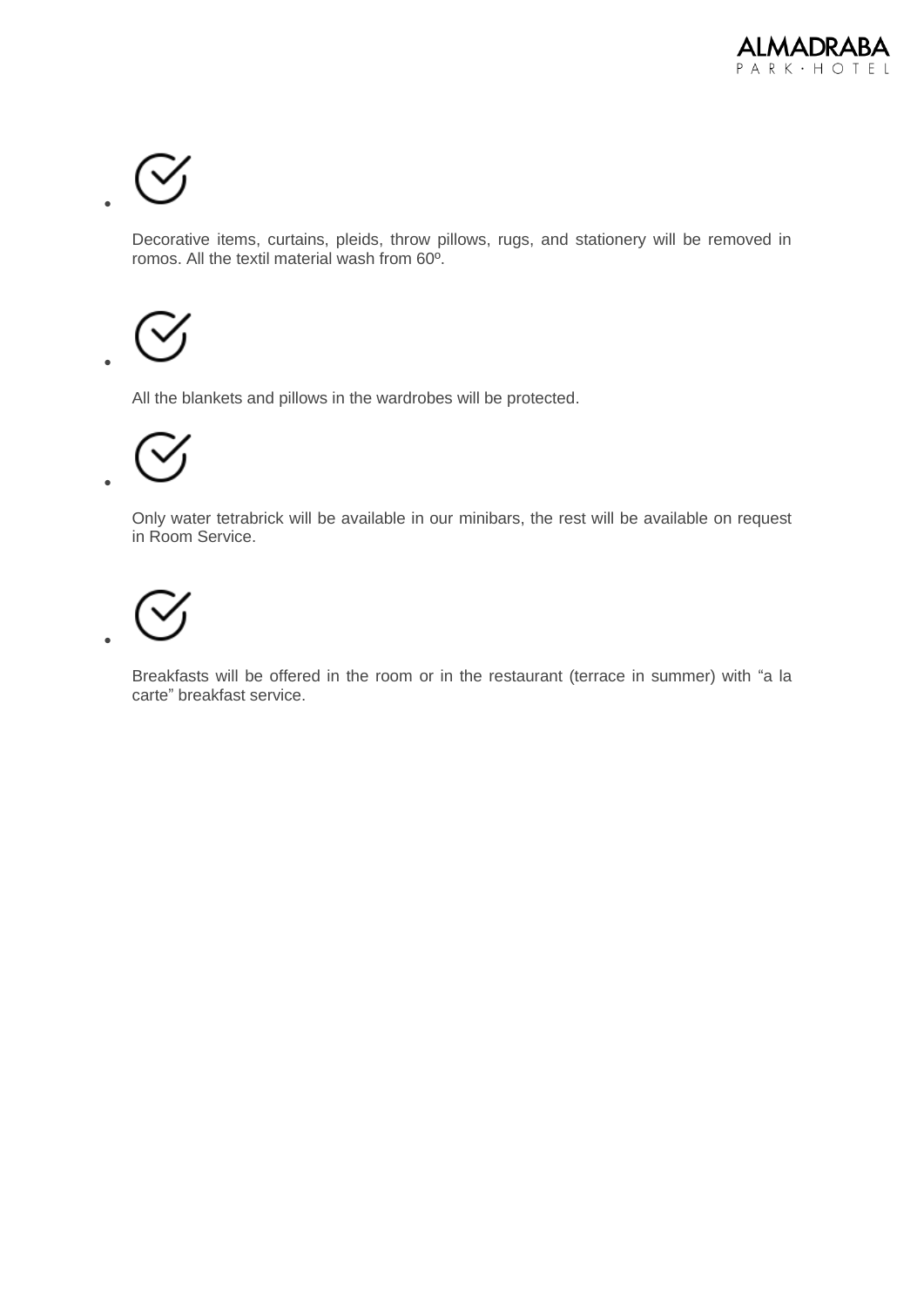- Decorative items, curtains, pleids, throw pillows, rugs, and stationery will be removed in romos. All the textil material wash from 60º.

- All the blankets and pillows in the wardrobes will be protected.

- Only water tetrabrick will be available in our minibars, the rest will be available on request in Room Service.

- Breakfasts will be offered in the room or in the restaurant (terrace in summer) with “a la carte” breakfast service.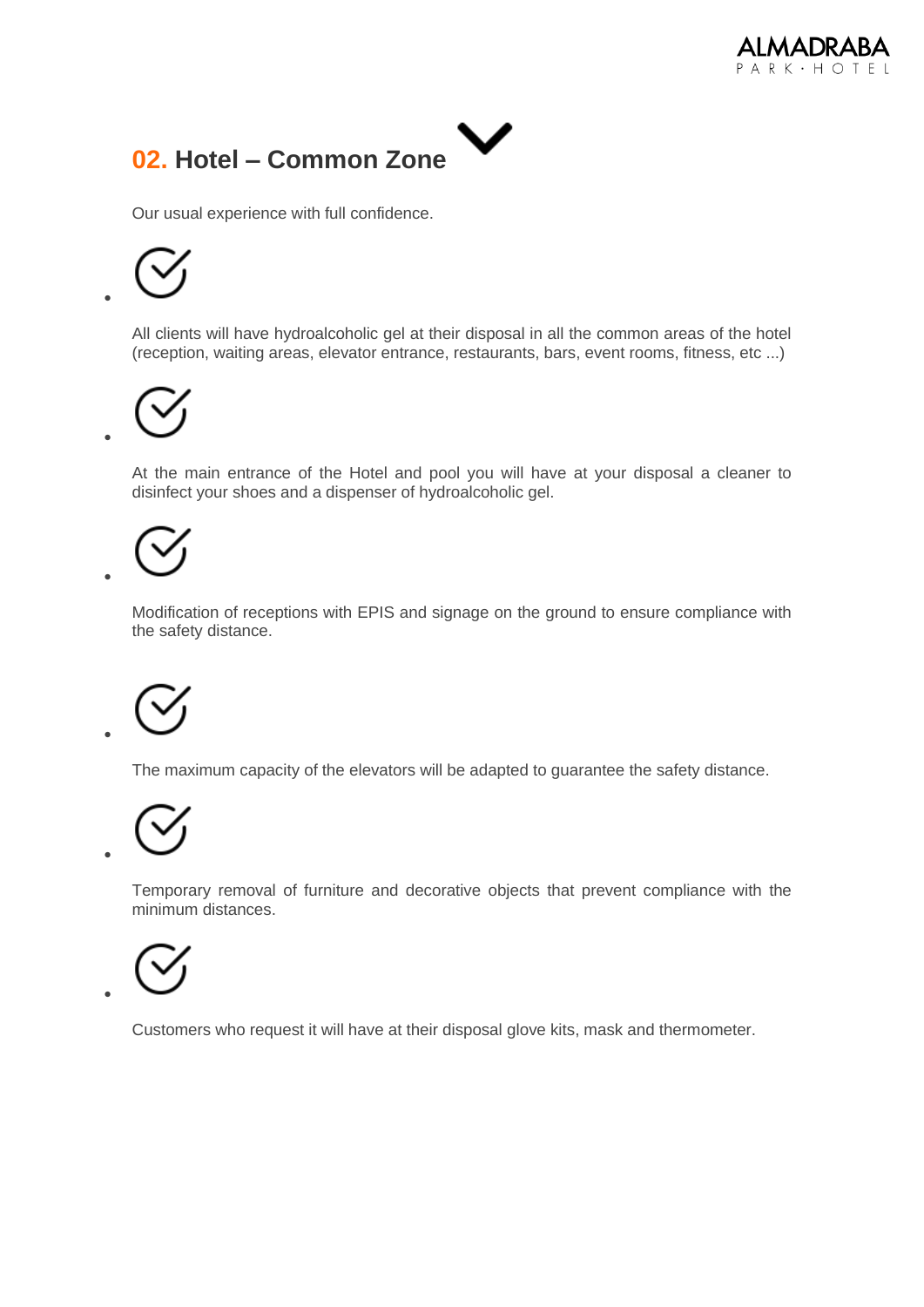## 02. Hotel – Common Zone

Our usual experience with full confidence.

- All clients will have hydroalcoholic gel at their disposal in all the common areas of the hotel (reception, waiting areas, elevator entrance, restaurants, bars, event rooms, fitness, etc ...)

- At the main entrance of the Hotel and pool you will have at your disposal a cleaner to disinfect your shoes and a dispenser of hydroalcoholic gel.

- Modification of receptions with EPIS and signage on the ground to ensure compliance with the safety distance.

- The maximum capacity of the elevators will be adapted to guarantee the safety distance.

- Temporary removal of furniture and decorative objects that prevent compliance with the minimum distances.

- Customers who request it will have at their disposal glove kits, mask and thermometer.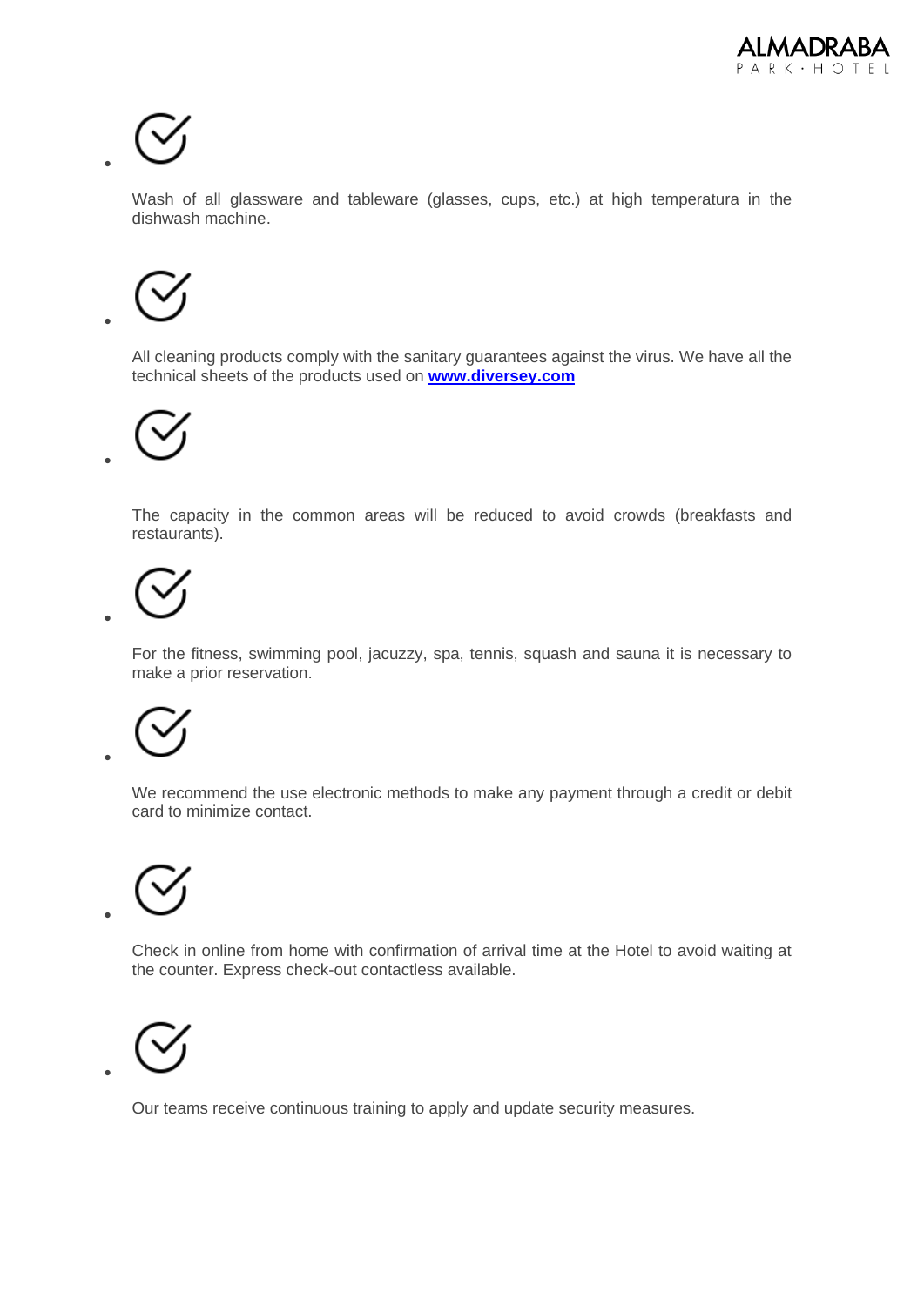- Wash of all glassware and tableware (glasses, cups, etc.) at high temperatura in the dishwash machine.

- All cleaning products comply with the sanitary guarantees against the virus. We have all the technical sheets of the products used on **[www.diversey.com](http://www.diversey.com)**

- The capacity in the common areas will be reduced to avoid crowds (breakfasts and restaurants).

- For the fitness, swimming pool, jacuzzy, spa, tennis, squash and sauna it is necessary to make a prior reservation.

- We recommend the use electronic methods to make any payment through a credit or debit card to minimize contact.

- Check in online from home with confirmation of arrival time at the Hotel to avoid waiting at the counter. Express check-out contactless available.

- Our teams receive continuous training to apply and update security measures.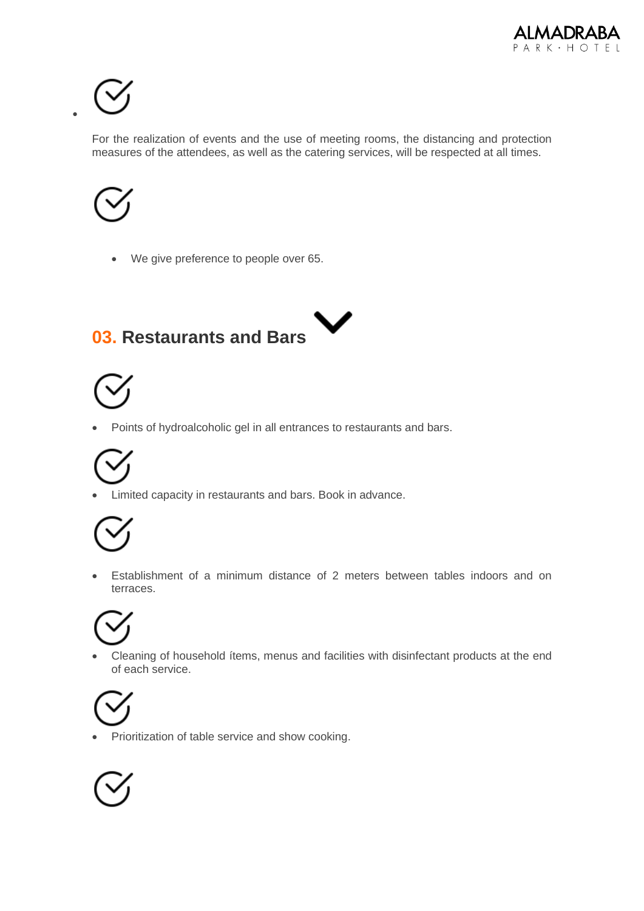For the realization of events and the use of meeting rooms, the distancing and protection measures of the attendees, as well as the catering services, will be respected at all times.

- We give preference to people over 65.

## 03. Restaurants and Bars

- Points of hydroalcoholic gel in all entrances to restaurants and bars.
- Limited capacity in restaurants and bars. Book in advance.
- Establishment of a minimum distance of 2 meters between tables indoors and on terraces.
- Cleaning of household ítems, menus and facilities with disinfectant products at the end of each service.
- Prioritization of table service and show cooking.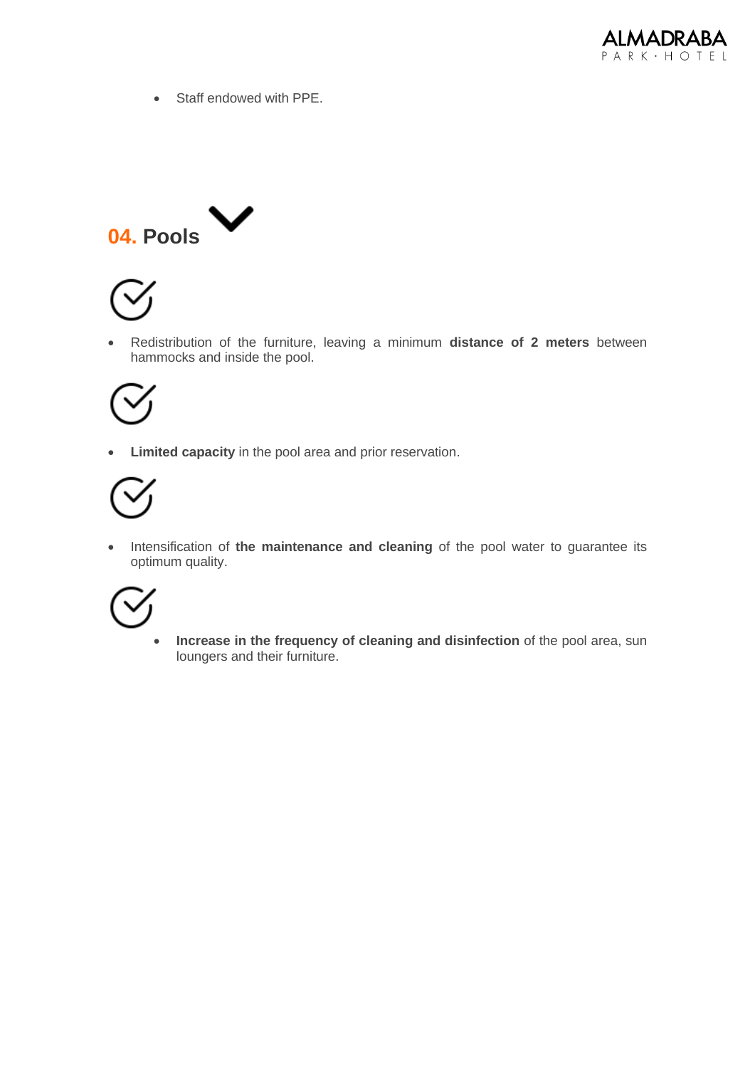- Staff endowed with PPE.

## 04. Pools

- Redistribution of the furniture, leaving a minimum **distance of 2 meters** between hammocks and inside the pool.

- **Limited capacity** in the pool area and prior reservation.

- Intensification of **the maintenance and cleaning** of the pool water to guarantee its optimum quality.

- **Increase in the frequency of cleaning and disinfection** of the pool area, sun loungers and their furniture.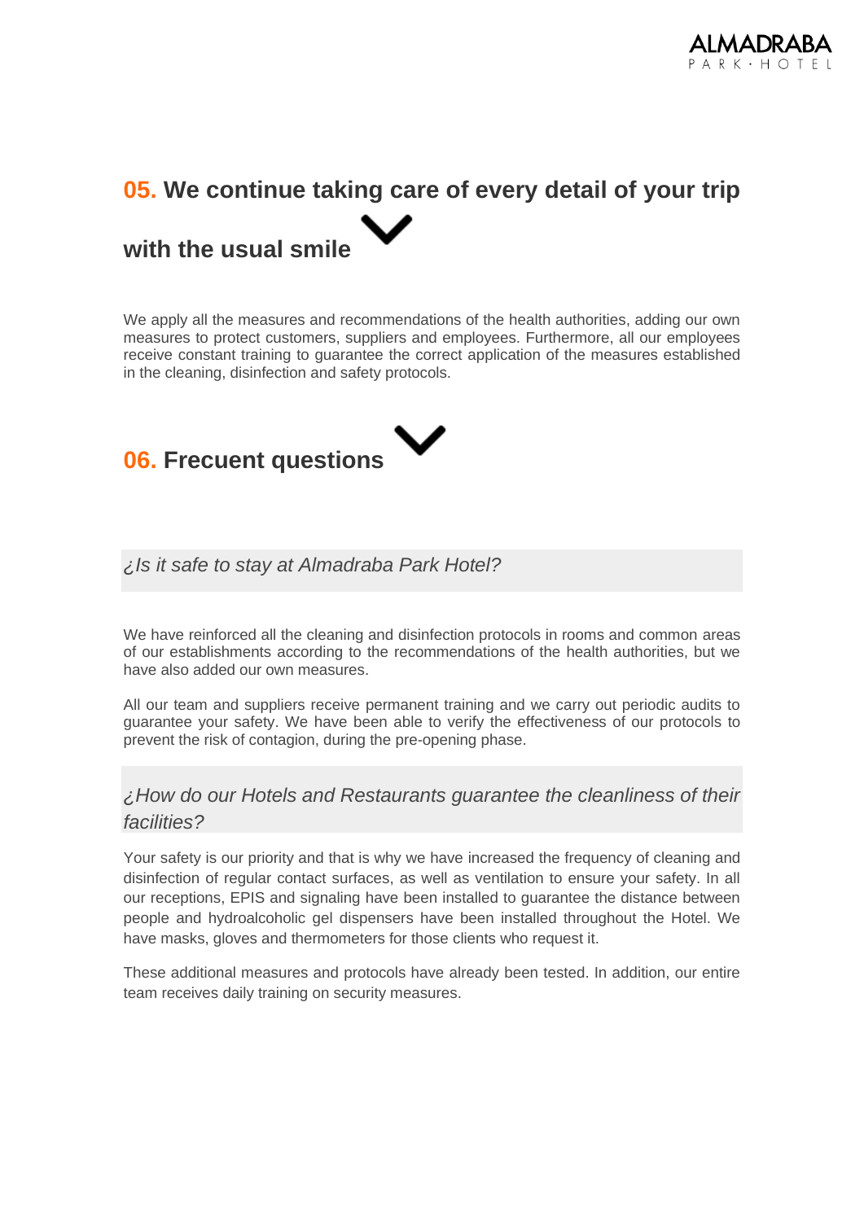## 05. We continue taking care of every detail of your trip with the usual smile

We apply all the measures and recommendations of the health authorities, adding our own measures to protect customers, suppliers and employees. Furthermore, all our employees receive constant training to guarantee the correct application of the measures established in the cleaning, disinfection and safety protocols.

## 06. Frecuent questions

### *¿Is it safe to stay at Almadraba Park Hotel?*

We have reinforced all the cleaning and disinfection protocols in rooms and common areas of our establishments according to the recommendations of the health authorities, but we have also added our own measures.

All our team and suppliers receive permanent training and we carry out periodic audits to guarantee your safety. We have been able to verify the effectiveness of our protocols to prevent the risk of contagion, during the pre-opening phase.

### *¿How do our Hotels and Restaurants guarantee the cleanliness of their facilities?*

Your safety is our priority and that is why we have increased the frequency of cleaning and disinfection of regular contact surfaces, as well as ventilation to ensure your safety. In all our receptions, EPIS and signaling have been installed to guarantee the distance between people and hydroalcoholic gel dispensers have been installed throughout the Hotel. We have masks, gloves and thermometers for those clients who request it.

These additional measures and protocols have already been tested. In addition, our entire team receives daily training on security measures.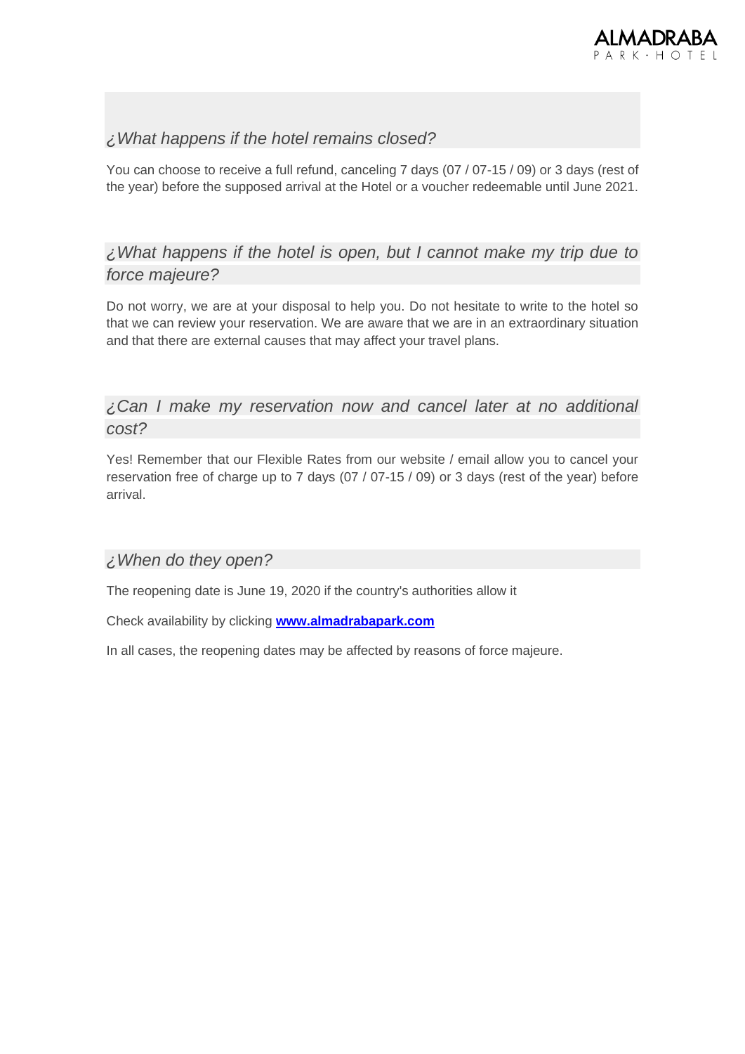## *¿What happens if the hotel remains closed?*

You can choose to receive a full refund, canceling 7 days (07 / 07-15 / 09) or 3 days (rest of the year) before the supposed arrival at the Hotel or a voucher redeemable until June 2021.

## *¿What happens if the hotel is open, but I cannot make my trip due to force majeure?*

Do not worry, we are at your disposal to help you. Do not hesitate to write to the hotel so that we can review your reservation. We are aware that we are in an extraordinary situation and that there are external causes that may affect your travel plans.

## *¿Can I make my reservation now and cancel later at no additional cost?*

Yes! Remember that our Flexible Rates from our website / email allow you to cancel your reservation free of charge up to 7 days (07 / 07-15 / 09) or 3 days (rest of the year) before arrival.

## *¿When do they open?*

The reopening date is June 19, 2020 if the country's authorities allow it

Check availability by clicking **www.almadrabapark.com**

In all cases, the reopening dates may be affected by reasons of force majeure.